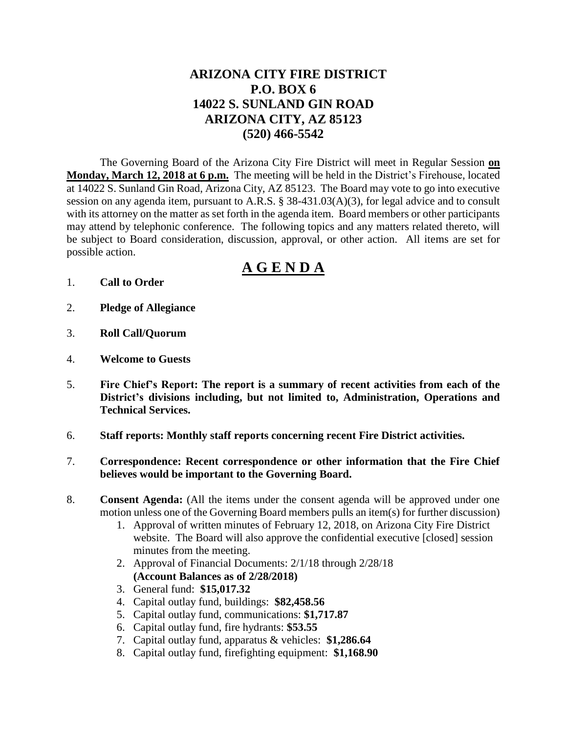# ARIZONA CITY FIRE DISTRICT
# P.O. BOX 6
# 14022 S. SUNLAND GIN ROAD
# ARIZONA CITY, AZ 85123
# (520) 466-5542

The Governing Board of the Arizona City Fire District will meet in Regular Session **on Monday, March 12, 2018 at 6 p.m.** The meeting will be held in the District's Firehouse, located at 14022 S. Sunland Gin Road, Arizona City, AZ 85123. The Board may vote to go into executive session on any agenda item, pursuant to A.R.S. § 38-431.03(A)(3), for legal advice and to consult with its attorney on the matter as set forth in the agenda item. Board members or other participants may attend by telephonic conference. The following topics and any matters related thereto, will be subject to Board consideration, discussion, approval, or other action. All items are set for possible action.

## A G E N D A

1. **Call to Order**
2. **Pledge of Allegiance**
3. **Roll Call/Quorum**
4. **Welcome to Guests**
5. **Fire Chief's Report: The report is a summary of recent activities from each of the District's divisions including, but not limited to, Administration, Operations and Technical Services.**
6. **Staff reports: Monthly staff reports concerning recent Fire District activities.**
7. **Correspondence: Recent correspondence or other information that the Fire Chief believes would be important to the Governing Board.**
8. **Consent Agenda:** (All the items under the consent agenda will be approved under one motion unless one of the Governing Board members pulls an item(s) for further discussion)
    1. Approval of written minutes of February 12, 2018, on Arizona City Fire District website. The Board will also approve the confidential executive [closed] session minutes from the meeting.
    2. Approval of Financial Documents: 2/1/18 through 2/28/18 **(Account Balances as of 2/28/2018)**
    3. General fund: **$15,017.32**
    4. Capital outlay fund, buildings: **$82,458.56**
    5. Capital outlay fund, communications: **$1,717.87**
    6. Capital outlay fund, fire hydrants: **$53.55**
    7. Capital outlay fund, apparatus & vehicles: **$1,286.64**
    8. Capital outlay fund, firefighting equipment: **$1,168.90**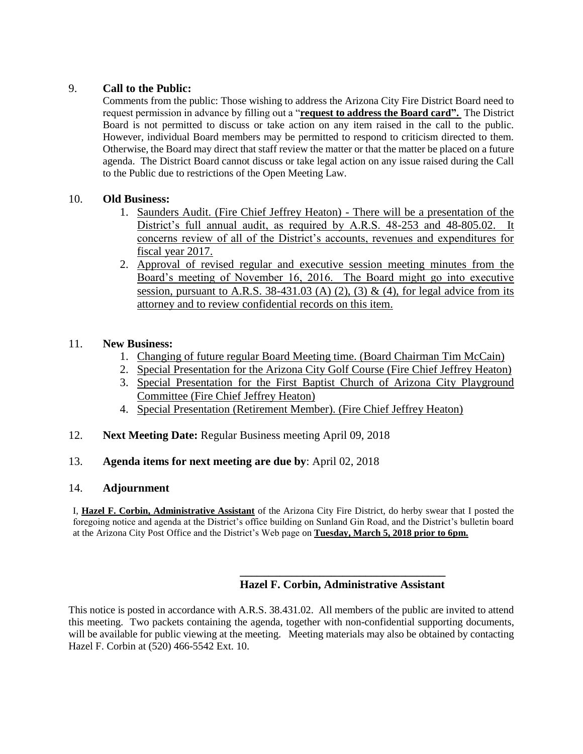9. **Call to the Public:**

   Comments from the public: Those wishing to address the Arizona City Fire District Board need to request permission in advance by filling out a "**request to address the Board card".** The District Board is not permitted to discuss or take action on any item raised in the call to the public. However, individual Board members may be permitted to respond to criticism directed to them. Otherwise, the Board may direct that staff review the matter or that the matter be placed on a future agenda. The District Board cannot discuss or take legal action on any issue raised during the Call to the Public due to restrictions of the Open Meeting Law.

10. **Old Business:**

    1. Saunders Audit. (Fire Chief Jeffrey Heaton) - There will be a presentation of the District's full annual audit, as required by A.R.S. 48-253 and 48-805.02. It concerns review of all of the District's accounts, revenues and expenditures for fiscal year 2017.
    2. Approval of revised regular and executive session meeting minutes from the Board's meeting of November 16, 2016. The Board might go into executive session, pursuant to A.R.S. 38-431.03 (A) (2), (3) & (4), for legal advice from its attorney and to review confidential records on this item.

11. **New Business:**

    1. Changing of future regular Board Meeting time. (Board Chairman Tim McCain)
    2. Special Presentation for the Arizona City Golf Course (Fire Chief Jeffrey Heaton)
    3. Special Presentation for the First Baptist Church of Arizona City Playground Committee (Fire Chief Jeffrey Heaton)
    4. Special Presentation (Retirement Member). (Fire Chief Jeffrey Heaton)

12. **Next Meeting Date:** Regular Business meeting April 09, 2018

13. **Agenda items for next meeting are due by**: April 02, 2018

14. **Adjournment**

I, **Hazel F. Corbin, Administrative Assistant** of the Arizona City Fire District, do herby swear that I posted the foregoing notice and agenda at the District's office building on Sunland Gin Road, and the District's bulletin board at the Arizona City Post Office and the District's Web page on **Tuesday, March 5, 2018 prior to 6pm.**

\_\_\_\_\_\_\_\_\_\_\_\_\_\_\_\_\_\_\_\_\_\_\_\_\_\_\_\_\_\_\_\_\_\_\_\_\_

**Hazel F. Corbin, Administrative Assistant**

This notice is posted in accordance with A.R.S. 38.431.02. All members of the public are invited to attend this meeting. Two packets containing the agenda, together with non-confidential supporting documents, will be available for public viewing at the meeting. Meeting materials may also be obtained by contacting Hazel F. Corbin at (520) 466-5542 Ext. 10.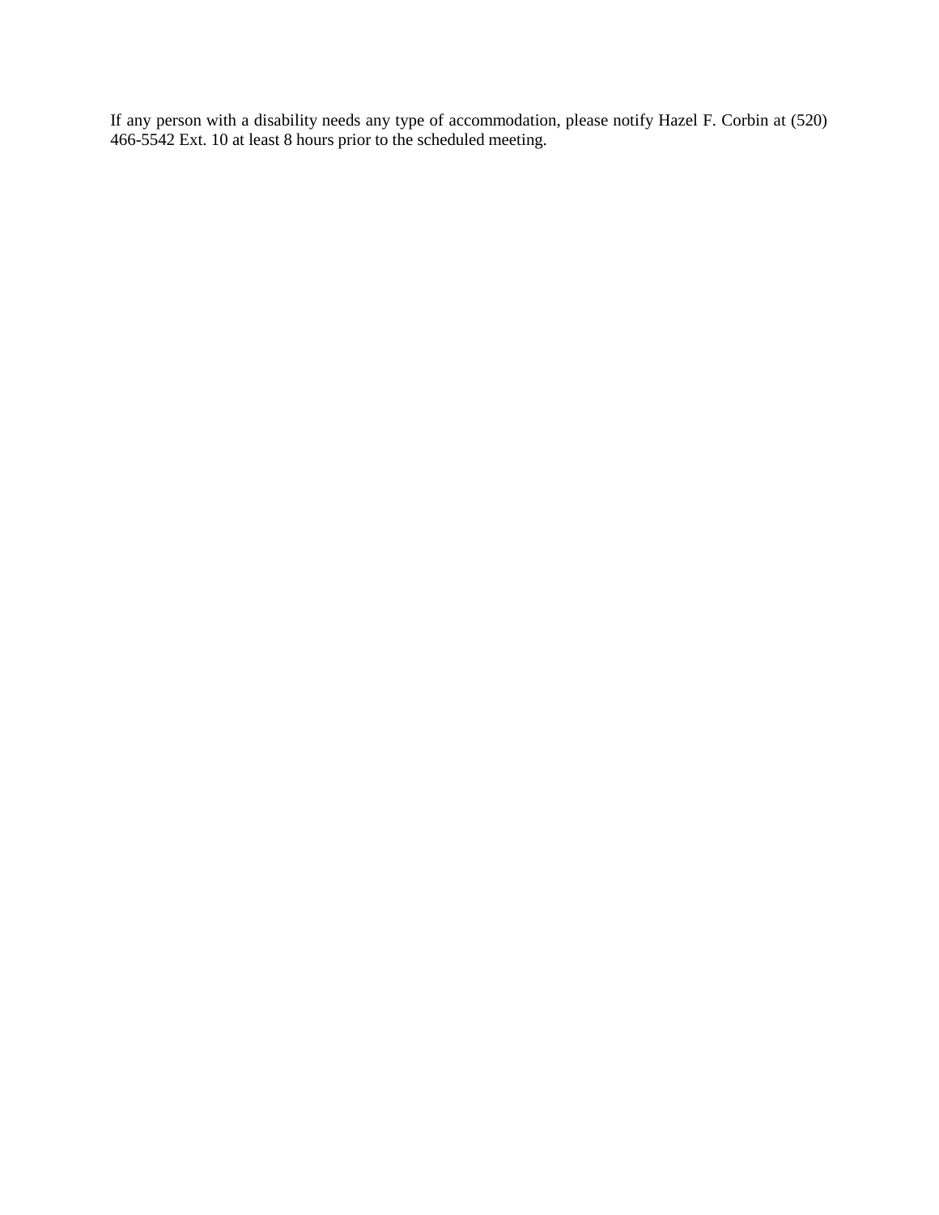If any person with a disability needs any type of accommodation, please notify Hazel F. Corbin at (520) 466-5542 Ext. 10 at least 8 hours prior to the scheduled meeting.